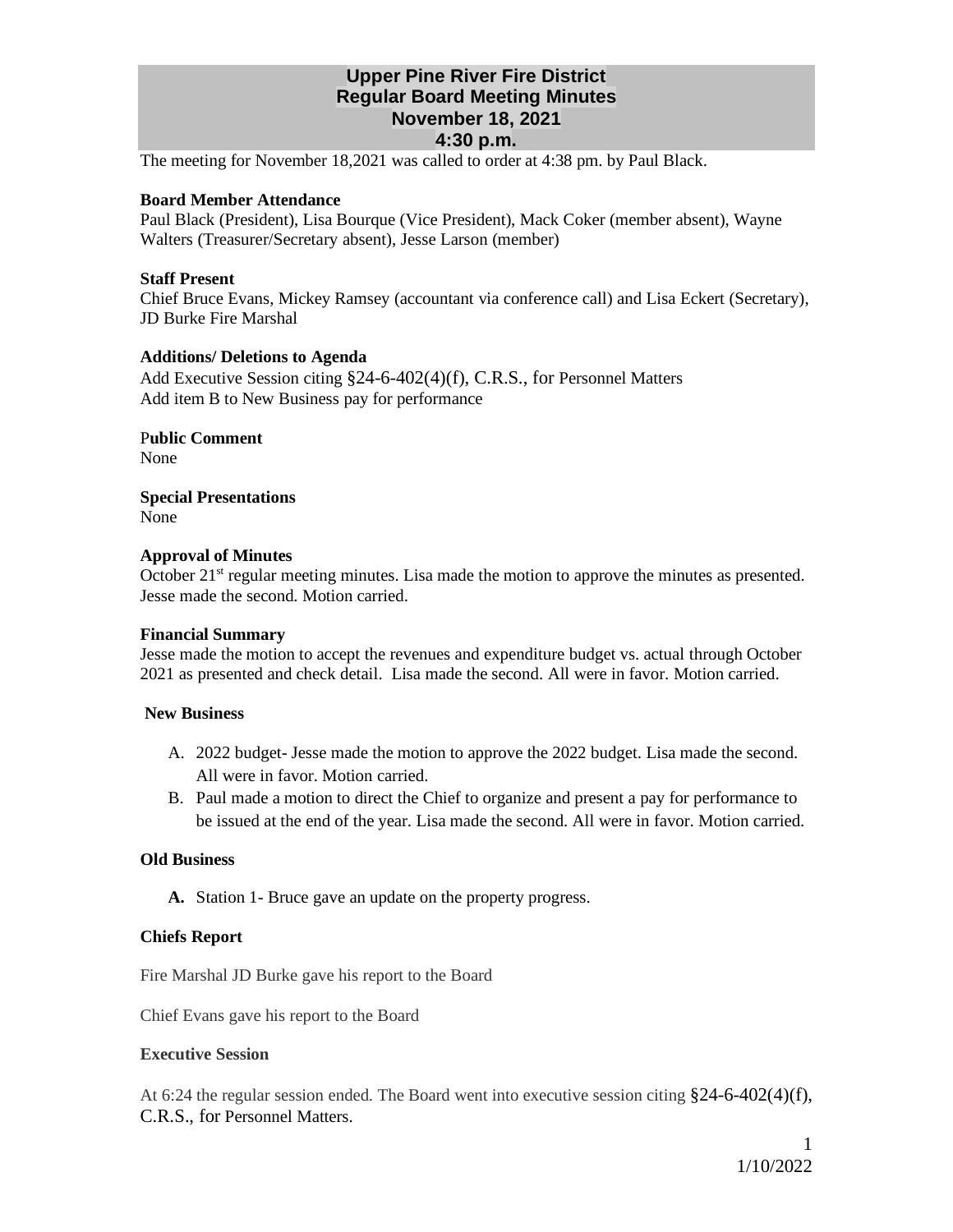# Upper Pine River Fire District
## Regular Board Meeting Minutes
## November 18, 2021
## 4:30 p.m.

The meeting for November 18,2021 was called to order at 4:38 pm. by Paul Black.

**Board Member Attendance**
Paul Black (President), Lisa Bourque (Vice President), Mack Coker (member absent), Wayne Walters (Treasurer/Secretary absent), Jesse Larson (member)

**Staff Present**
Chief Bruce Evans, Mickey Ramsey (accountant via conference call) and Lisa Eckert (Secretary), JD Burke Fire Marshal

**Additions/ Deletions to Agenda**
Add Executive Session citing §24-6-402(4)(f), C.R.S., for Personnel Matters
Add item B to New Business pay for performance

**Public Comment**
None

**Special Presentations**
None

**Approval of Minutes**
October 21st regular meeting minutes. Lisa made the motion to approve the minutes as presented. Jesse made the second. Motion carried.

**Financial Summary**
Jesse made the motion to accept the revenues and expenditure budget vs. actual through October 2021 as presented and check detail. Lisa made the second. All were in favor. Motion carried.

**New Business**

A. 2022 budget- Jesse made the motion to approve the 2022 budget. Lisa made the second. All were in favor. Motion carried.
B. Paul made a motion to direct the Chief to organize and present a pay for performance to be issued at the end of the year. Lisa made the second. All were in favor. Motion carried.

**Old Business**

**A.** Station 1- Bruce gave an update on the property progress.

**Chiefs Report**

Fire Marshal JD Burke gave his report to the Board

Chief Evans gave his report to the Board

**Executive Session**

At 6:24 the regular session ended. The Board went into executive session citing §24-6-402(4)(f), C.R.S., for Personnel Matters.

1/10/2022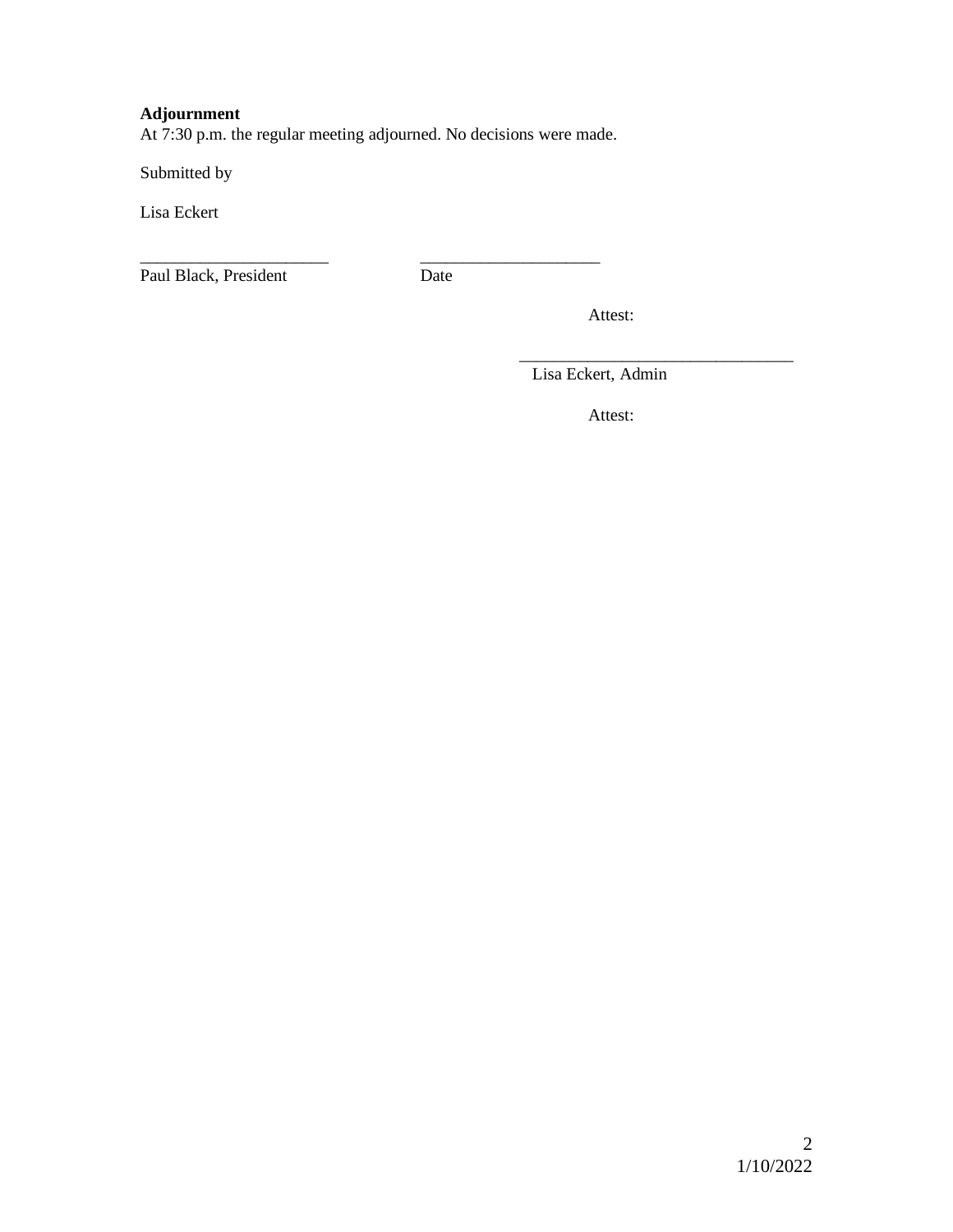**Adjournment**
At 7:30 p.m. the regular meeting adjourned. No decisions were made.

Submitted by

Lisa Eckert

\_\_\_\_\_\_\_\_\_\_\_\_\_\_\_\_\_\_\_\_\_\_ \_\_\_\_\_\_\_\_\_\_\_\_\_\_\_\_\_\_\_\_\_
Paul Black, President Date

Attest:

\_\_\_\_\_\_\_\_\_\_\_\_\_\_\_\_\_\_\_\_\_\_\_\_\_\_\_\_\_\_\_\_
Lisa Eckert, Admin

Attest:

1/10/2022